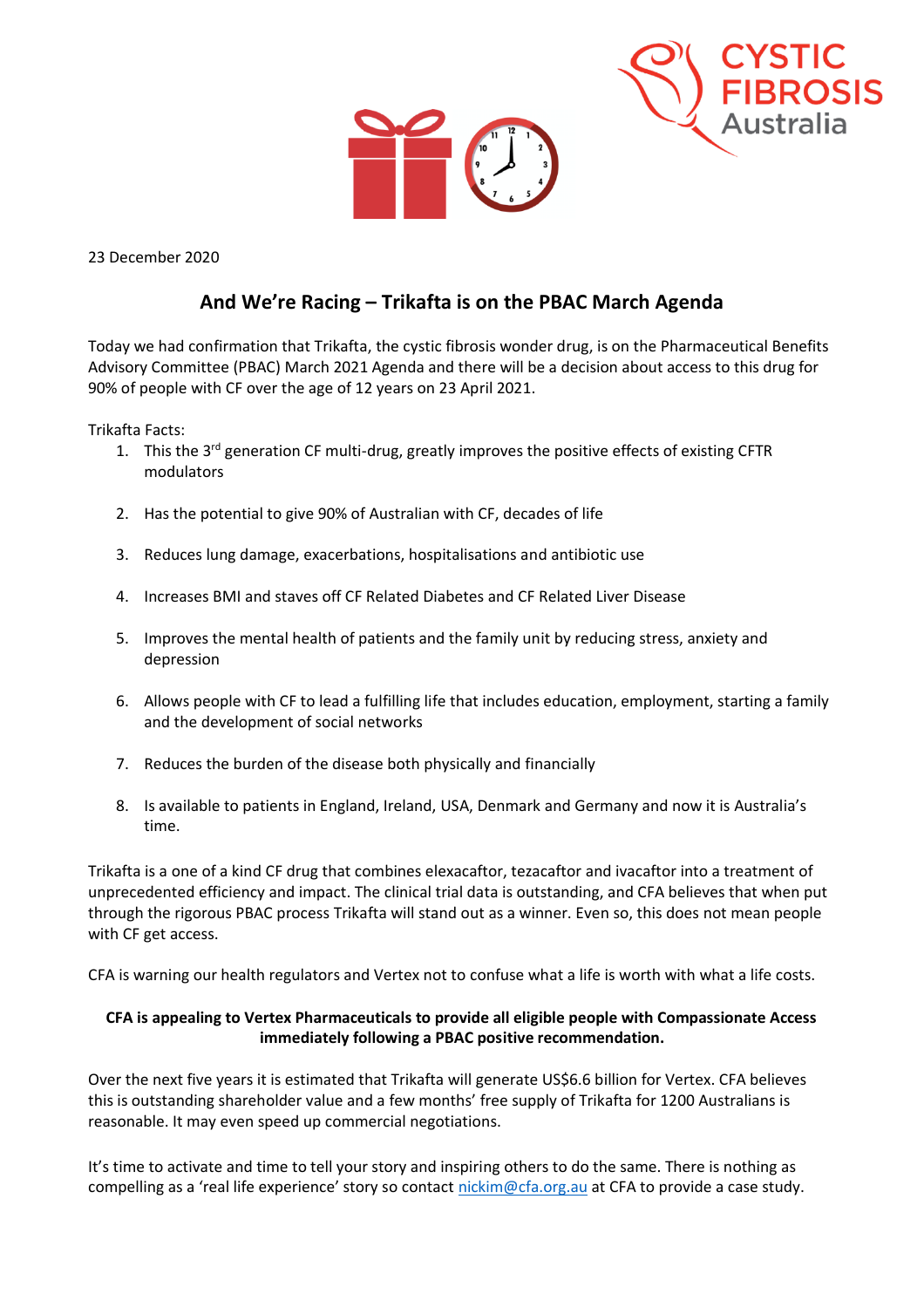23 December 2020

## And We're Racing – Trikafta is on the PBAC March Agenda

Today we had confirmation that Trikafta, the cystic fibrosis wonder drug, is on the Pharmaceutical Benefits Advisory Committee (PBAC) March 2021 Agenda and there will be a decision about access to this drug for 90% of people with CF over the age of 12 years on 23 April 2021.

Trikafta Facts:

1. This the 3rd generation CF multi-drug, greatly improves the positive effects of existing CFTR modulators
2. Has the potential to give 90% of Australian with CF, decades of life
3. Reduces lung damage, exacerbations, hospitalisations and antibiotic use
4. Increases BMI and staves off CF Related Diabetes and CF Related Liver Disease
5. Improves the mental health of patients and the family unit by reducing stress, anxiety and depression
6. Allows people with CF to lead a fulfilling life that includes education, employment, starting a family and the development of social networks
7. Reduces the burden of the disease both physically and financially
8. Is available to patients in England, Ireland, USA, Denmark and Germany and now it is Australia's time.

Trikafta is a one of a kind CF drug that combines elexacaftor, tezacaftor and ivacaftor into a treatment of unprecedented efficiency and impact. The clinical trial data is outstanding, and CFA believes that when put through the rigorous PBAC process Trikafta will stand out as a winner. Even so, this does not mean people with CF get access.

CFA is warning our health regulators and Vertex not to confuse what a life is worth with what a life costs.

**CFA is appealing to Vertex Pharmaceuticals to provide all eligible people with Compassionate Access immediately following a PBAC positive recommendation.**

Over the next five years it is estimated that Trikafta will generate US$6.6 billion for Vertex. CFA believes this is outstanding shareholder value and a few months' free supply of Trikafta for 1200 Australians is reasonable. It may even speed up commercial negotiations.

It's time to activate and time to tell your story and inspiring others to do the same. There is nothing as compelling as a 'real life experience' story so contact nickim@cfa.org.au at CFA to provide a case study.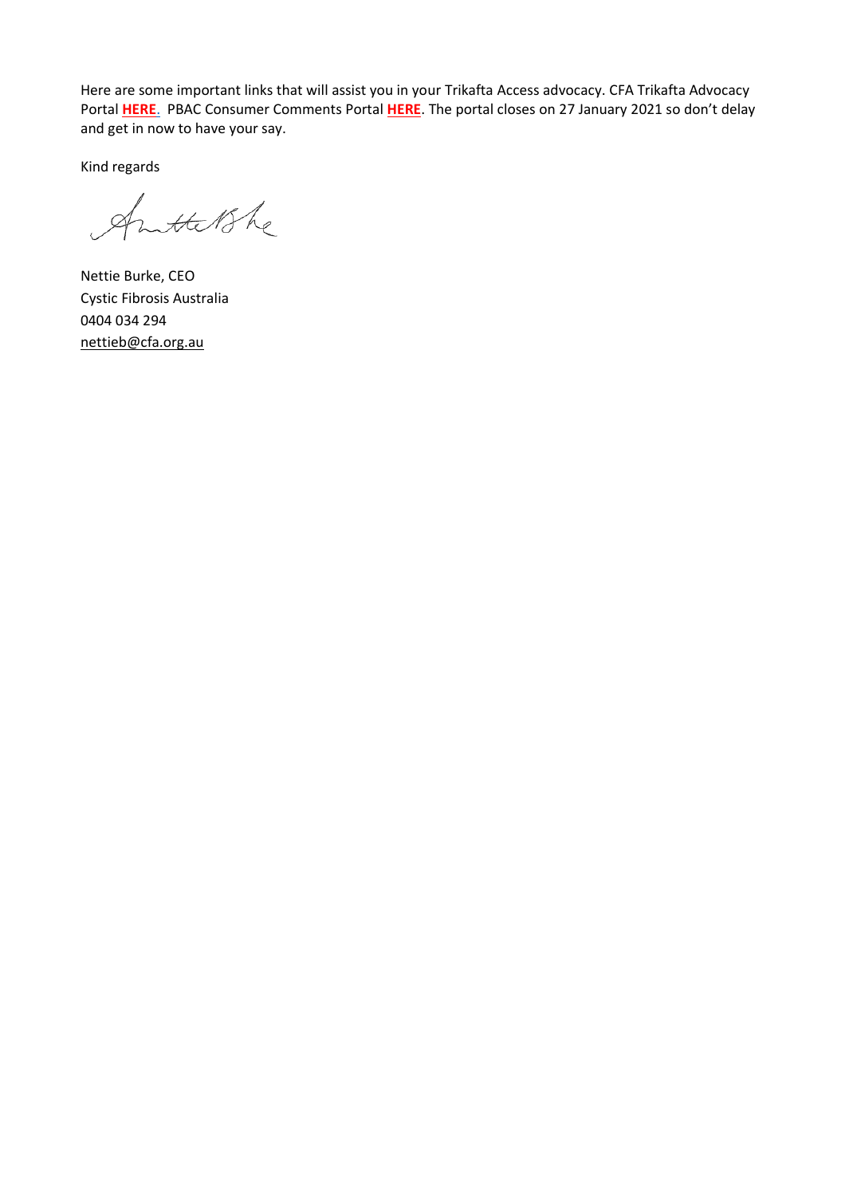Here are some important links that will assist you in your Trikafta Access advocacy. CFA Trikafta Advocacy Portal **HERE**. PBAC Consumer Comments Portal **HERE**. The portal closes on 27 January 2021 so don't delay and get in now to have your say.

Kind regards

Nettie Burke, CEO
Cystic Fibrosis Australia
0404 034 294
nettieb@cfa.org.au